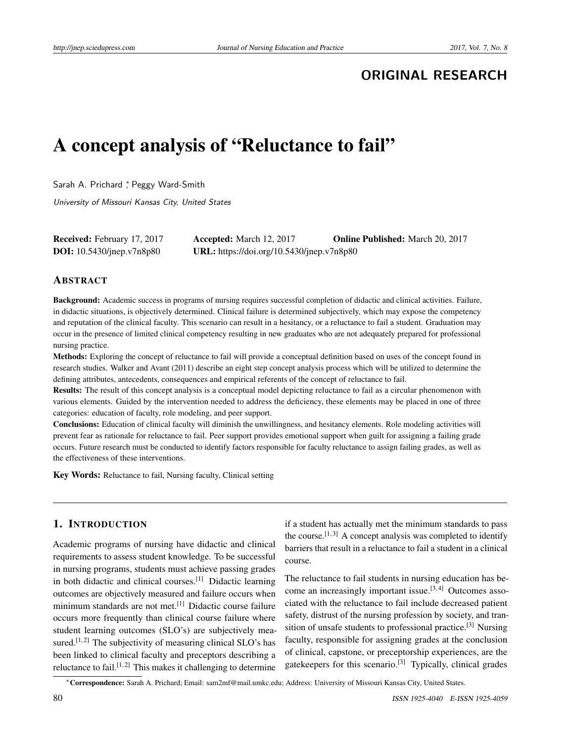**ORIGINAL RESEARCH**

# A concept analysis of "Reluctance to fail"

Sarah A. Prichard *, Peggy Ward-Smith

*University of Missouri Kansas City, United States*

**Received:** February 17, 2017 **Accepted:** March 12, 2017 **Online Published:** March 20, 2017
**DOI:** 10.5430/jnep.v7n8p80 **URL:** https://doi.org/10.5430/jnep.v7n8p80

## ABSTRACT

**Background:** Academic success in programs of nursing requires successful completion of didactic and clinical activities. Failure, in didactic situations, is objectively determined. Clinical failure is determined subjectively, which may expose the competency and reputation of the clinical faculty. This scenario can result in a hesitancy, or a reluctance to fail a student. Graduation may occur in the presence of limited clinical competency resulting in new graduates who are not adequately prepared for professional nursing practice.

**Methods:** Exploring the concept of reluctance to fail will provide a conceptual definition based on uses of the concept found in research studies. Walker and Avant (2011) describe an eight step concept analysis process which will be utilized to determine the defining attributes, antecedents, consequences and empirical referents of the concept of reluctance to fail.

**Results:** The result of this concept analysis is a conceptual model depicting reluctance to fail as a circular phenomenon with various elements. Guided by the intervention needed to address the deficiency, these elements may be placed in one of three categories: education of faculty, role modeling, and peer support.

**Conclusions:** Education of clinical faculty will diminish the unwillingness, and hesitancy elements. Role modeling activities will prevent fear as rationale for reluctance to fail. Peer support provides emotional support when guilt for assigning a failing grade occurs. Future research must be conducted to identify factors responsible for faculty reluctance to assign failing grades, as well as the effectiveness of these interventions.

**Key Words:** Reluctance to fail, Nursing faculty, Clinical setting

## 1. INTRODUCTION

Academic programs of nursing have didactic and clinical requirements to assess student knowledge. To be successful in nursing programs, students must achieve passing grades in both didactic and clinical courses.[1] Didactic learning outcomes are objectively measured and failure occurs when minimum standards are not met.[1] Didactic course failure occurs more frequently than clinical course failure where student learning outcomes (SLO's) are subjectively measured.[1,2] The subjectivity of measuring clinical SLO's has been linked to clinical faculty and preceptors describing a reluctance to fail.[1,2] This makes it challenging to determine if a student has actually met the minimum standards to pass the course.[1,3] A concept analysis was completed to identify barriers that result in a reluctance to fail a student in a clinical course.

The reluctance to fail students in nursing education has become an increasingly important issue.[3,4] Outcomes associated with the reluctance to fail include decreased patient safety, distrust of the nursing profession by society, and transition of unsafe students to professional practice.[3] Nursing faculty, responsible for assigning grades at the conclusion of clinical, capstone, or preceptorship experiences, are the gatekeepers for this scenario.[3] Typically, clinical grades

*Correspondence: Sarah A. Prichard; Email: sam2mf@mail.umkc.edu; Address: University of Missouri Kansas City, United States.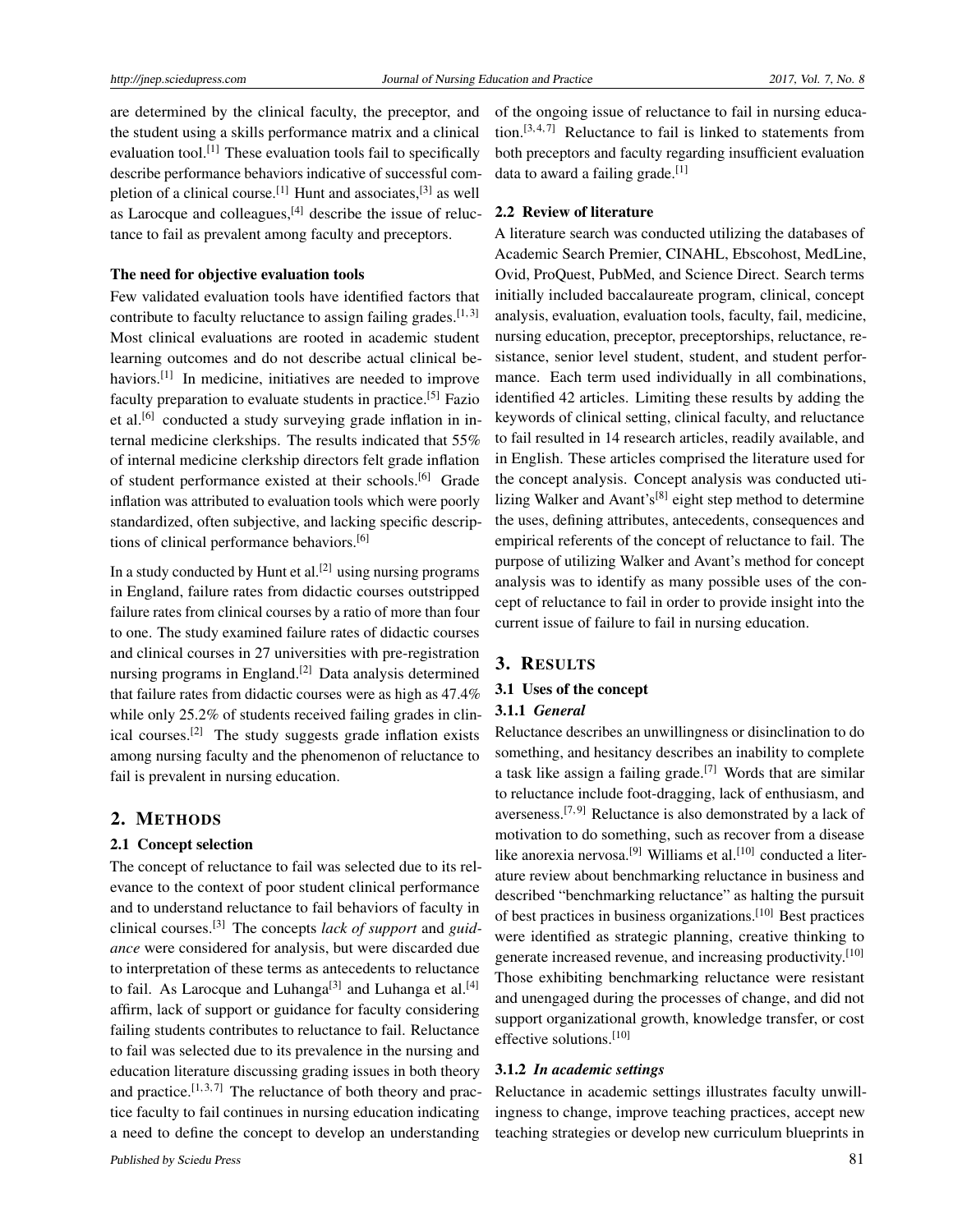are determined by the clinical faculty, the preceptor, and the student using a skills performance matrix and a clinical evaluation tool.[1] These evaluation tools fail to specifically describe performance behaviors indicative of successful completion of a clinical course.[1] Hunt and associates,[3] as well as Larocque and colleagues,[4] describe the issue of reluctance to fail as prevalent among faculty and preceptors.

**The need for objective evaluation tools**

Few validated evaluation tools have identified factors that contribute to faculty reluctance to assign failing grades.[1, 3] Most clinical evaluations are rooted in academic student learning outcomes and do not describe actual clinical behaviors.[1] In medicine, initiatives are needed to improve faculty preparation to evaluate students in practice.[5] Fazio et al.[6] conducted a study surveying grade inflation in internal medicine clerkships. The results indicated that 55% of internal medicine clerkship directors felt grade inflation of student performance existed at their schools.[6] Grade inflation was attributed to evaluation tools which were poorly standardized, often subjective, and lacking specific descriptions of clinical performance behaviors.[6]

In a study conducted by Hunt et al.[2] using nursing programs in England, failure rates from didactic courses outstripped failure rates from clinical courses by a ratio of more than four to one. The study examined failure rates of didactic courses and clinical courses in 27 universities with pre-registration nursing programs in England.[2] Data analysis determined that failure rates from didactic courses were as high as 47.4% while only 25.2% of students received failing grades in clinical courses.[2] The study suggests grade inflation exists among nursing faculty and the phenomenon of reluctance to fail is prevalent in nursing education.

## 2. Methods

### 2.1 Concept selection

The concept of reluctance to fail was selected due to its relevance to the context of poor student clinical performance and to understand reluctance to fail behaviors of faculty in clinical courses.[3] The concepts *lack of support* and *guidance* were considered for analysis, but were discarded due to interpretation of these terms as antecedents to reluctance to fail. As Larocque and Luhanga[3] and Luhanga et al.[4] affirm, lack of support or guidance for faculty considering failing students contributes to reluctance to fail. Reluctance to fail was selected due to its prevalence in the nursing and education literature discussing grading issues in both theory and practice.[1, 3, 7] The reluctance of both theory and practice faculty to fail continues in nursing education indicating a need to define the concept to develop an understanding of the ongoing issue of reluctance to fail in nursing education.[3, 4, 7] Reluctance to fail is linked to statements from both preceptors and faculty regarding insufficient evaluation data to award a failing grade.[1]

### 2.2 Review of literature

A literature search was conducted utilizing the databases of Academic Search Premier, CINAHL, Ebscohost, MedLine, Ovid, ProQuest, PubMed, and Science Direct. Search terms initially included baccalaureate program, clinical, concept analysis, evaluation, evaluation tools, faculty, fail, medicine, nursing education, preceptor, preceptorships, reluctance, resistance, senior level student, student, and student performance. Each term used individually in all combinations, identified 42 articles. Limiting these results by adding the keywords of clinical setting, clinical faculty, and reluctance to fail resulted in 14 research articles, readily available, and in English. These articles comprised the literature used for the concept analysis. Concept analysis was conducted utilizing Walker and Avant's[8] eight step method to determine the uses, defining attributes, antecedents, consequences and empirical referents of the concept of reluctance to fail. The purpose of utilizing Walker and Avant's method for concept analysis was to identify as many possible uses of the concept of reluctance to fail in order to provide insight into the current issue of failure to fail in nursing education.

## 3. Results

### 3.1 Uses of the concept

#### 3.1.1 *General*

Reluctance describes an unwillingness or disinclination to do something, and hesitancy describes an inability to complete a task like assign a failing grade.[7] Words that are similar to reluctance include foot-dragging, lack of enthusiasm, and averseness.[7, 9] Reluctance is also demonstrated by a lack of motivation to do something, such as recover from a disease like anorexia nervosa.[9] Williams et al.[10] conducted a literature review about benchmarking reluctance in business and described "benchmarking reluctance" as halting the pursuit of best practices in business organizations.[10] Best practices were identified as strategic planning, creative thinking to generate increased revenue, and increasing productivity.[10] Those exhibiting benchmarking reluctance were resistant and unengaged during the processes of change, and did not support organizational growth, knowledge transfer, or cost effective solutions.[10]

#### 3.1.2 *In academic settings*

Reluctance in academic settings illustrates faculty unwillingness to change, improve teaching practices, accept new teaching strategies or develop new curriculum blueprints in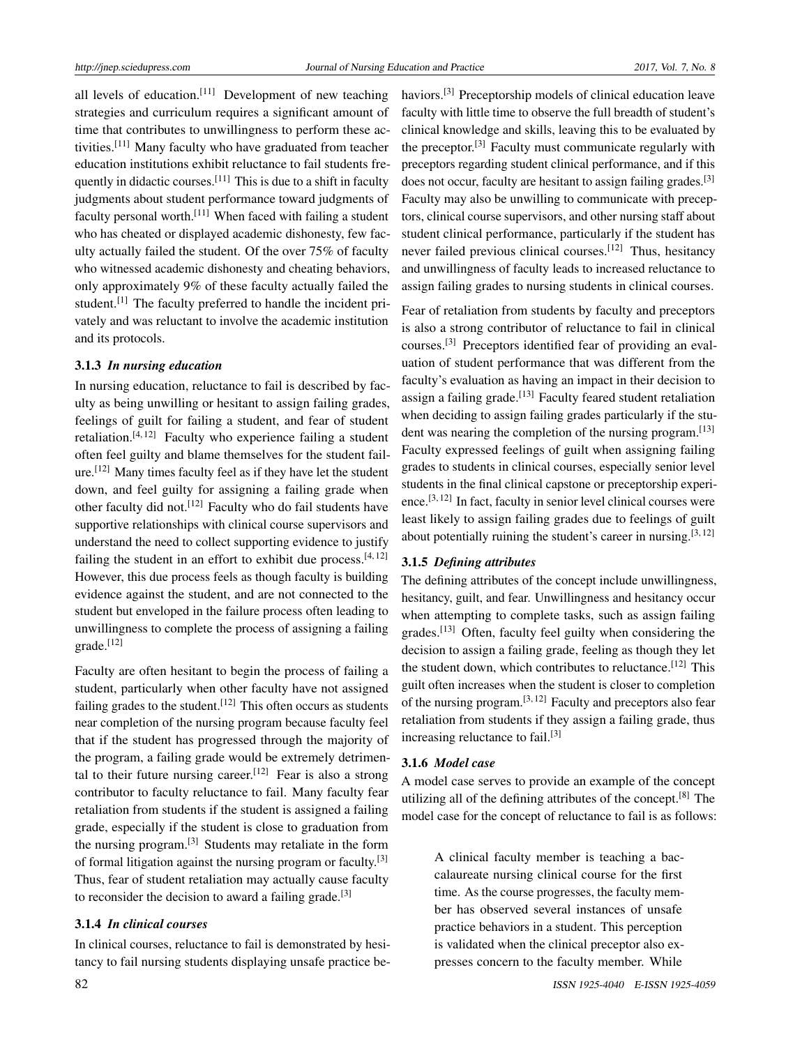all levels of education.[11] Development of new teaching strategies and curriculum requires a significant amount of time that contributes to unwillingness to perform these activities.[11] Many faculty who have graduated from teacher education institutions exhibit reluctance to fail students frequently in didactic courses.[11] This is due to a shift in faculty judgments about student performance toward judgments of faculty personal worth.[11] When faced with failing a student who has cheated or displayed academic dishonesty, few faculty actually failed the student. Of the over 75% of faculty who witnessed academic dishonesty and cheating behaviors, only approximately 9% of these faculty actually failed the student.[1] The faculty preferred to handle the incident privately and was reluctant to involve the academic institution and its protocols.

### 3.1.3 *In nursing education*

In nursing education, reluctance to fail is described by faculty as being unwilling or hesitant to assign failing grades, feelings of guilt for failing a student, and fear of student retaliation.[4, 12] Faculty who experience failing a student often feel guilty and blame themselves for the student failure.[12] Many times faculty feel as if they have let the student down, and feel guilty for assigning a failing grade when other faculty did not.[12] Faculty who do fail students have supportive relationships with clinical course supervisors and understand the need to collect supporting evidence to justify failing the student in an effort to exhibit due process.[4, 12] However, this due process feels as though faculty is building evidence against the student, and are not connected to the student but enveloped in the failure process often leading to unwillingness to complete the process of assigning a failing grade.[12]

Faculty are often hesitant to begin the process of failing a student, particularly when other faculty have not assigned failing grades to the student.[12] This often occurs as students near completion of the nursing program because faculty feel that if the student has progressed through the majority of the program, a failing grade would be extremely detrimental to their future nursing career.[12] Fear is also a strong contributor to faculty reluctance to fail. Many faculty fear retaliation from students if the student is assigned a failing grade, especially if the student is close to graduation from the nursing program.[3] Students may retaliate in the form of formal litigation against the nursing program or faculty.[3] Thus, fear of student retaliation may actually cause faculty to reconsider the decision to award a failing grade.[3]

### 3.1.4 *In clinical courses*

In clinical courses, reluctance to fail is demonstrated by hesitancy to fail nursing students displaying unsafe practice behaviors.[3] Preceptorship models of clinical education leave faculty with little time to observe the full breadth of student's clinical knowledge and skills, leaving this to be evaluated by the preceptor.[3] Faculty must communicate regularly with preceptors regarding student clinical performance, and if this does not occur, faculty are hesitant to assign failing grades.[3] Faculty may also be unwilling to communicate with preceptors, clinical course supervisors, and other nursing staff about student clinical performance, particularly if the student has never failed previous clinical courses.[12] Thus, hesitancy and unwillingness of faculty leads to increased reluctance to assign failing grades to nursing students in clinical courses.

Fear of retaliation from students by faculty and preceptors is also a strong contributor of reluctance to fail in clinical courses.[3] Preceptors identified fear of providing an evaluation of student performance that was different from the faculty's evaluation as having an impact in their decision to assign a failing grade.[13] Faculty feared student retaliation when deciding to assign failing grades particularly if the student was nearing the completion of the nursing program.[13] Faculty expressed feelings of guilt when assigning failing grades to students in clinical courses, especially senior level students in the final clinical capstone or preceptorship experience.[3, 12] In fact, faculty in senior level clinical courses were least likely to assign failing grades due to feelings of guilt about potentially ruining the student's career in nursing.[3, 12]

### 3.1.5 *Defining attributes*

The defining attributes of the concept include unwillingness, hesitancy, guilt, and fear. Unwillingness and hesitancy occur when attempting to complete tasks, such as assign failing grades.[13] Often, faculty feel guilty when considering the decision to assign a failing grade, feeling as though they let the student down, which contributes to reluctance.[12] This guilt often increases when the student is closer to completion of the nursing program.[3, 12] Faculty and preceptors also fear retaliation from students if they assign a failing grade, thus increasing reluctance to fail.[3]

### 3.1.6 *Model case*

A model case serves to provide an example of the concept utilizing all of the defining attributes of the concept.[8] The model case for the concept of reluctance to fail is as follows:

> A clinical faculty member is teaching a baccalaureate nursing clinical course for the first time. As the course progresses, the faculty member has observed several instances of unsafe practice behaviors in a student. This perception is validated when the clinical preceptor also expresses concern to the faculty member. While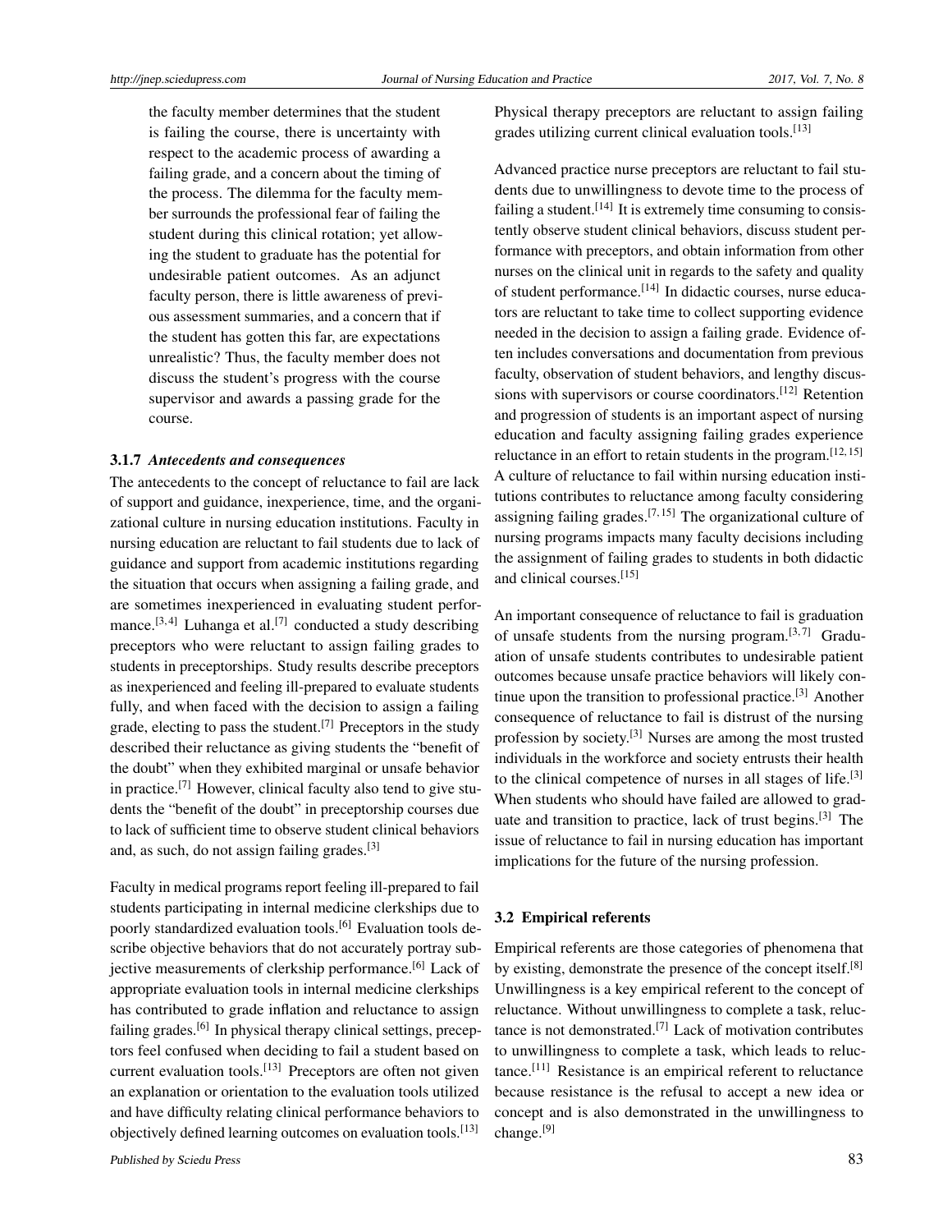the faculty member determines that the student is failing the course, there is uncertainty with respect to the academic process of awarding a failing grade, and a concern about the timing of the process. The dilemma for the faculty member surrounds the professional fear of failing the student during this clinical rotation; yet allowing the student to graduate has the potential for undesirable patient outcomes. As an adjunct faculty person, there is little awareness of previous assessment summaries, and a concern that if the student has gotten this far, are expectations unrealistic? Thus, the faculty member does not discuss the student's progress with the course supervisor and awards a passing grade for the course.

#### 3.1.7 *Antecedents and consequences*

The antecedents to the concept of reluctance to fail are lack of support and guidance, inexperience, time, and the organizational culture in nursing education institutions. Faculty in nursing education are reluctant to fail students due to lack of guidance and support from academic institutions regarding the situation that occurs when assigning a failing grade, and are sometimes inexperienced in evaluating student performance.[3,4] Luhanga et al.[7] conducted a study describing preceptors who were reluctant to assign failing grades to students in preceptorships. Study results describe preceptors as inexperienced and feeling ill-prepared to evaluate students fully, and when faced with the decision to assign a failing grade, electing to pass the student.[7] Preceptors in the study described their reluctance as giving students the "benefit of the doubt" when they exhibited marginal or unsafe behavior in practice.[7] However, clinical faculty also tend to give students the "benefit of the doubt" in preceptorship courses due to lack of sufficient time to observe student clinical behaviors and, as such, do not assign failing grades.[3]

Faculty in medical programs report feeling ill-prepared to fail students participating in internal medicine clerkships due to poorly standardized evaluation tools.[6] Evaluation tools describe objective behaviors that do not accurately portray subjective measurements of clerkship performance.[6] Lack of appropriate evaluation tools in internal medicine clerkships has contributed to grade inflation and reluctance to assign failing grades.[6] In physical therapy clinical settings, preceptors feel confused when deciding to fail a student based on current evaluation tools.[13] Preceptors are often not given an explanation or orientation to the evaluation tools utilized and have difficulty relating clinical performance behaviors to objectively defined learning outcomes on evaluation tools.[13] Physical therapy preceptors are reluctant to assign failing grades utilizing current clinical evaluation tools.[13]

Advanced practice nurse preceptors are reluctant to fail students due to unwillingness to devote time to the process of failing a student.[14] It is extremely time consuming to consistently observe student clinical behaviors, discuss student performance with preceptors, and obtain information from other nurses on the clinical unit in regards to the safety and quality of student performance.[14] In didactic courses, nurse educators are reluctant to take time to collect supporting evidence needed in the decision to assign a failing grade. Evidence often includes conversations and documentation from previous faculty, observation of student behaviors, and lengthy discussions with supervisors or course coordinators.[12] Retention and progression of students is an important aspect of nursing education and faculty assigning failing grades experience reluctance in an effort to retain students in the program.[12,15] A culture of reluctance to fail within nursing education institutions contributes to reluctance among faculty considering assigning failing grades.[7,15] The organizational culture of nursing programs impacts many faculty decisions including the assignment of failing grades to students in both didactic and clinical courses.[15]

An important consequence of reluctance to fail is graduation of unsafe students from the nursing program.[3,7] Graduation of unsafe students contributes to undesirable patient outcomes because unsafe practice behaviors will likely continue upon the transition to professional practice.[3] Another consequence of reluctance to fail is distrust of the nursing profession by society.[3] Nurses are among the most trusted individuals in the workforce and society entrusts their health to the clinical competence of nurses in all stages of life.[3] When students who should have failed are allowed to graduate and transition to practice, lack of trust begins.[3] The issue of reluctance to fail in nursing education has important implications for the future of the nursing profession.

### 3.2 Empirical referents

Empirical referents are those categories of phenomena that by existing, demonstrate the presence of the concept itself.[8] Unwillingness is a key empirical referent to the concept of reluctance. Without unwillingness to complete a task, reluctance is not demonstrated.[7] Lack of motivation contributes to unwillingness to complete a task, which leads to reluctance.[11] Resistance is an empirical referent to reluctance because resistance is the refusal to accept a new idea or concept and is also demonstrated in the unwillingness to change.[9]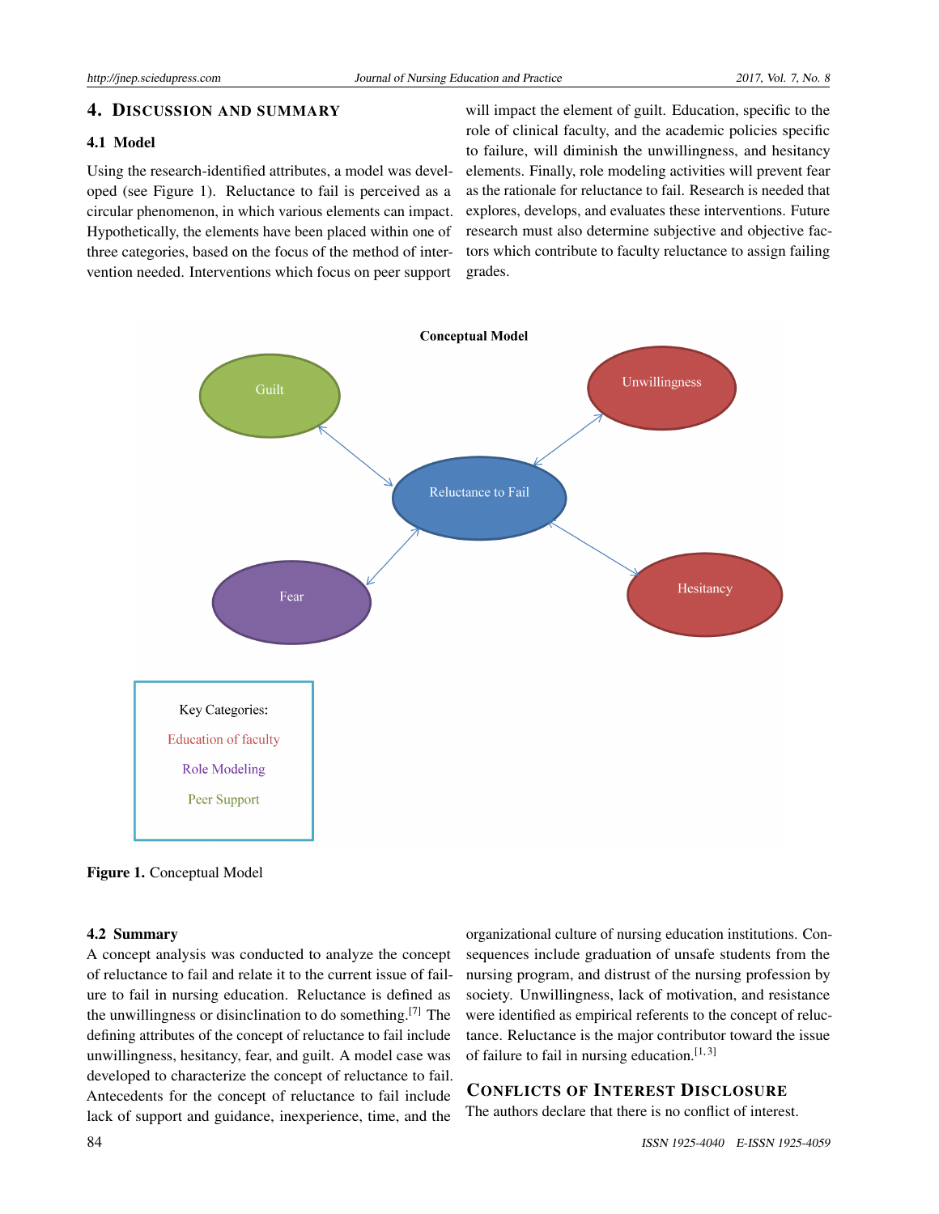## 4. DISCUSSION AND SUMMARY

### 4.1 Model

Using the research-identified attributes, a model was developed (see Figure 1). Reluctance to fail is perceived as a circular phenomenon, in which various elements can impact. Hypothetically, the elements have been placed within one of three categories, based on the focus of the method of intervention needed. Interventions which focus on peer support will impact the element of guilt. Education, specific to the role of clinical faculty, and the academic policies specific to failure, will diminish the unwillingness, and hesitancy elements. Finally, role modeling activities will prevent fear as the rationale for reluctance to fail. Research is needed that explores, develops, and evaluates these interventions. Future research must also determine subjective and objective factors which contribute to faculty reluctance to assign failing grades.

Conceptual Model

Guilt

Unwillingness

Reluctance to Fail

Fear

Hesitancy

Key Categories:

Education of faculty

Role Modeling

Peer Support

**Figure 1.** Conceptual Model

### 4.2 Summary

A concept analysis was conducted to analyze the concept of reluctance to fail and relate it to the current issue of failure to fail in nursing education. Reluctance is defined as the unwillingness or disinclination to do something.[7] The defining attributes of the concept of reluctance to fail include unwillingness, hesitancy, fear, and guilt. A model case was developed to characterize the concept of reluctance to fail. Antecedents for the concept of reluctance to fail include lack of support and guidance, inexperience, time, and the organizational culture of nursing education institutions. Consequences include graduation of unsafe students from the nursing program, and distrust of the nursing profession by society. Unwillingness, lack of motivation, and resistance were identified as empirical referents to the concept of reluctance. Reluctance is the major contributor toward the issue of failure to fail in nursing education.[1,3]

## CONFLICTS OF INTEREST DISCLOSURE

The authors declare that there is no conflict of interest.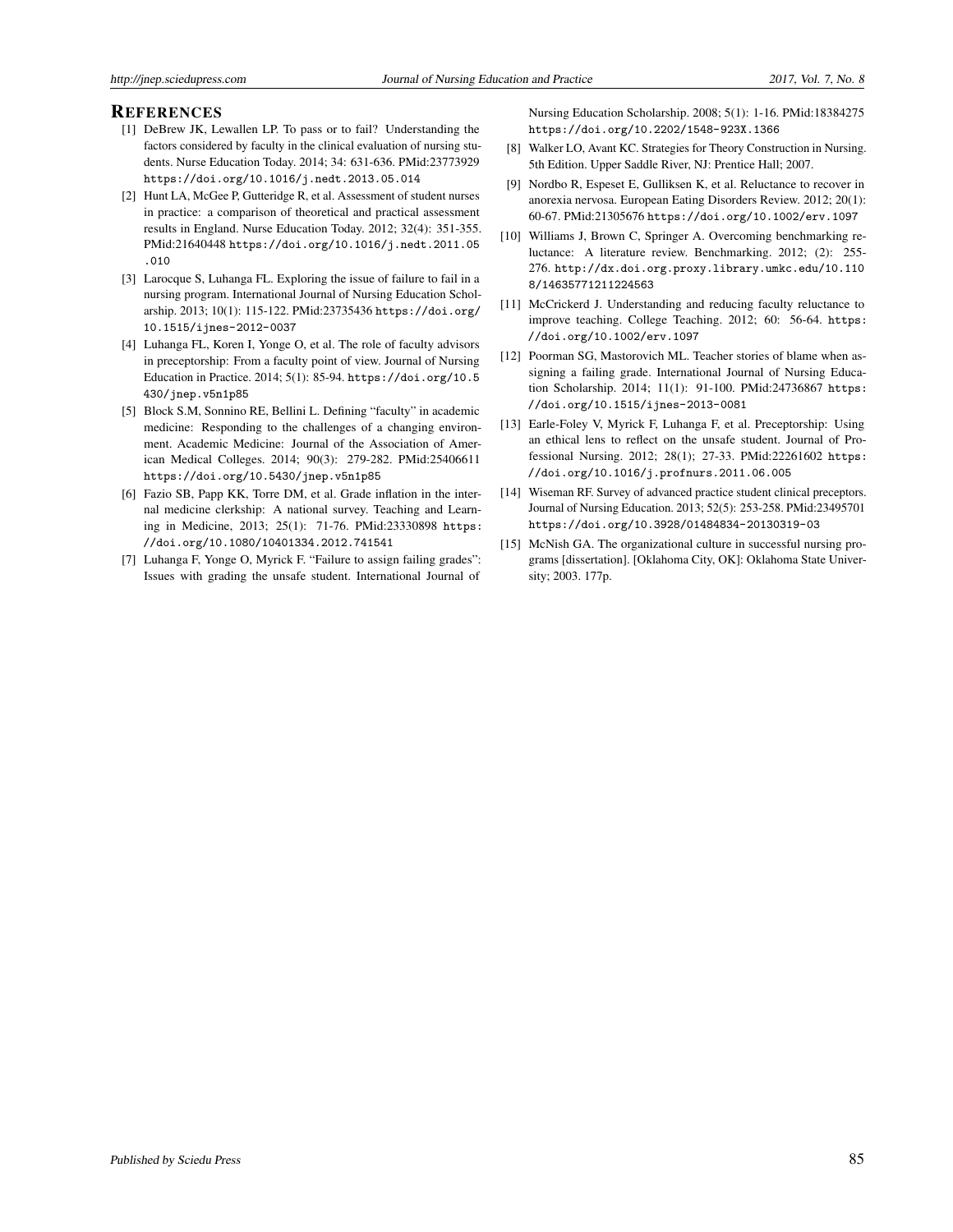## REFERENCES

[1] DeBrew JK, Lewallen LP. To pass or to fail? Understanding the factors considered by faculty in the clinical evaluation of nursing students. Nurse Education Today. 2014; 34: 631-636. PMid:23773929 https://doi.org/10.1016/j.nedt.2013.05.014

[2] Hunt LA, McGee P, Gutteridge R, et al. Assessment of student nurses in practice: a comparison of theoretical and practical assessment results in England. Nurse Education Today. 2012; 32(4): 351-355. PMid:21640448 https://doi.org/10.1016/j.nedt.2011.05.010

[3] Larocque S, Luhanga FL. Exploring the issue of failure to fail in a nursing program. International Journal of Nursing Education Scholarship. 2013; 10(1): 115-122. PMid:23735436 https://doi.org/10.1515/ijnes-2012-0037

[4] Luhanga FL, Koren I, Yonge O, et al. The role of faculty advisors in preceptorship: From a faculty point of view. Journal of Nursing Education in Practice. 2014; 5(1): 85-94. https://doi.org/10.5430/jnep.v5n1p85

[5] Block S.M, Sonnino RE, Bellini L. Defining "faculty" in academic medicine: Responding to the challenges of a changing environment. Academic Medicine: Journal of the Association of American Medical Colleges. 2014; 90(3): 279-282. PMid:25406611 https://doi.org/10.5430/jnep.v5n1p85

[6] Fazio SB, Papp KK, Torre DM, et al. Grade inflation in the internal medicine clerkship: A national survey. Teaching and Learning in Medicine, 2013; 25(1): 71-76. PMid:23330898 https://doi.org/10.1080/10401334.2012.741541

[7] Luhanga F, Yonge O, Myrick F. "Failure to assign failing grades": Issues with grading the unsafe student. International Journal of Nursing Education Scholarship. 2008; 5(1): 1-16. PMid:18384275 https://doi.org/10.2202/1548-923X.1366

[8] Walker LO, Avant KC. Strategies for Theory Construction in Nursing. 5th Edition. Upper Saddle River, NJ: Prentice Hall; 2007.

[9] Nordbo R, Espeset E, Gulliksen K, et al. Reluctance to recover in anorexia nervosa. European Eating Disorders Review. 2012; 20(1): 60-67. PMid:21305676 https://doi.org/10.1002/erv.1097

[10] Williams J, Brown C, Springer A. Overcoming benchmarking reluctance: A literature review. Benchmarking. 2012; (2): 255-276. http://dx.doi.org.proxy.library.umkc.edu/10.1108/14635771211224563

[11] McCrickerd J. Understanding and reducing faculty reluctance to improve teaching. College Teaching. 2012; 60: 56-64. https://doi.org/10.1002/erv.1097

[12] Poorman SG, Mastorovich ML. Teacher stories of blame when assigning a failing grade. International Journal of Nursing Education Scholarship. 2014; 11(1): 91-100. PMid:24736867 https://doi.org/10.1515/ijnes-2013-0081

[13] Earle-Foley V, Myrick F, Luhanga F, et al. Preceptorship: Using an ethical lens to reflect on the unsafe student. Journal of Professional Nursing. 2012; 28(1); 27-33. PMid:22261602 https://doi.org/10.1016/j.profnurs.2011.06.005

[14] Wiseman RF. Survey of advanced practice student clinical preceptors. Journal of Nursing Education. 2013; 52(5): 253-258. PMid:23495701 https://doi.org/10.3928/01484834-20130319-03

[15] McNish GA. The organizational culture in successful nursing programs [dissertation]. [Oklahoma City, OK]: Oklahoma State University; 2003. 177p.